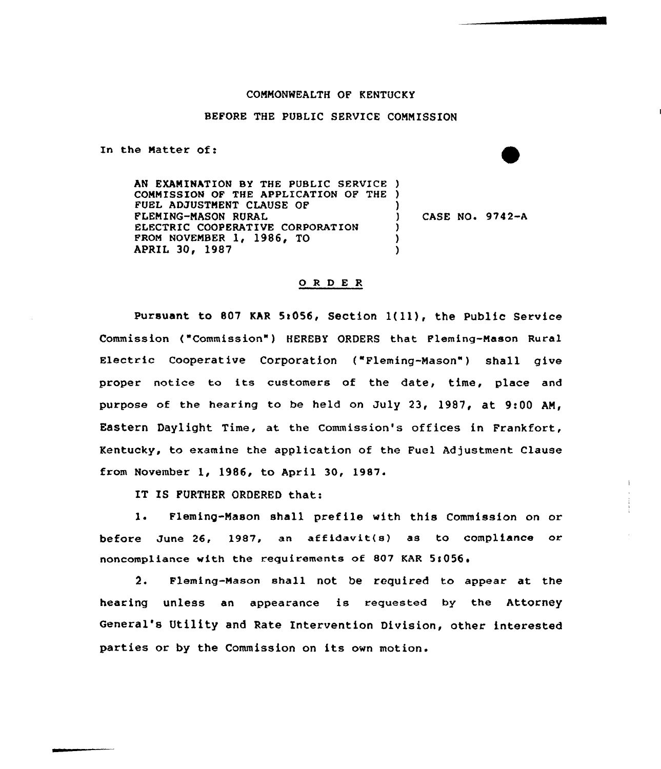COMMONWEALTH OF KENTUCKY

BEFORE THE PUBLIC SERVICE COMMISSION

In the Matter of:

| | | |
|---|---|---|
| AN EXAMINATION BY THE PUBLIC SERVICE COMMISSION OF THE APPLICATION OF THE FUEL ADJUSTMENT CLAUSE OF FLEMING-MASON RURAL ELECTRIC COOPERATIVE CORPORATION FROM NOVEMBER 1, 1986, TO APRIL 30, 1987 | ) | CASE NO. 9742-A |

## O R D E R

Pursuant to 807 KAR 5:056, Section 1(11), the Public Service Commission ("Commission") HEREBY ORDERS that Fleming-Mason Rural Electric Cooperative Corporation ("Fleming-Mason") shall give proper notice to its customers of the date, time, place and purpose of the hearing to be held on July 23, 1987, at 9:00 AM, Eastern Daylight Time, at the Commission's offices in Frankfort, Kentucky, to examine the application of the Fuel Adjustment Clause from November 1, 1986, to April 30, 1987.

IT IS FURTHER ORDERED that:

1. Fleming-Mason shall prefile with this Commission on or before June 26, 1987, an affidavit(s) as to compliance or noncompliance with the requirements of 807 KAR 5:056.

2. Fleming-Mason shall not be required to appear at the hearing unless an appearance is requested by the Attorney General's Utility and Rate Intervention Division, other interested parties or by the Commission on its own motion.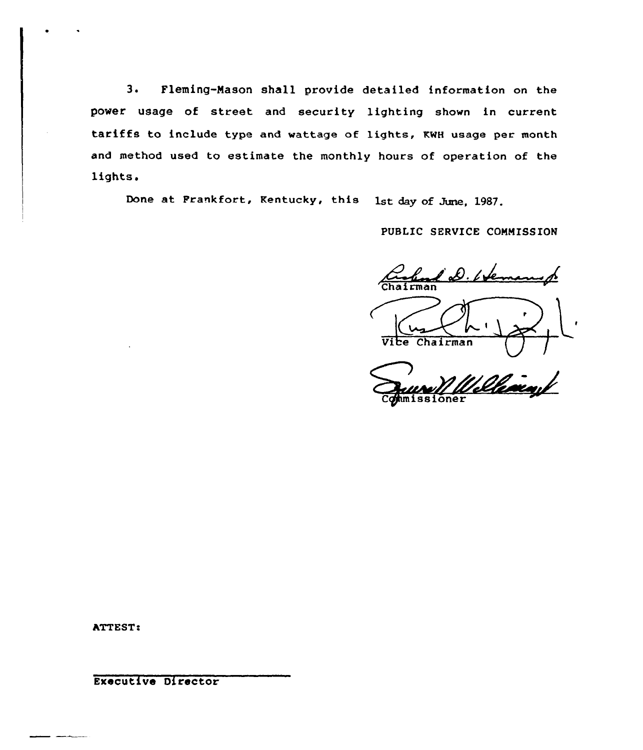3. Fleming-Mason shall provide detailed information on the power usage of street and security lighting shown in current tariffs to include type and wattage of lights, KWH usage per month and method used to estimate the monthly hours of operation of the lights.

Done at Frankfort, Kentucky, this 1st day of June, 1987.

PUBLIC SERVICE COMMISSION

Chairman

Vice Chairman

Commissioner

ATTEST:

Executive Director